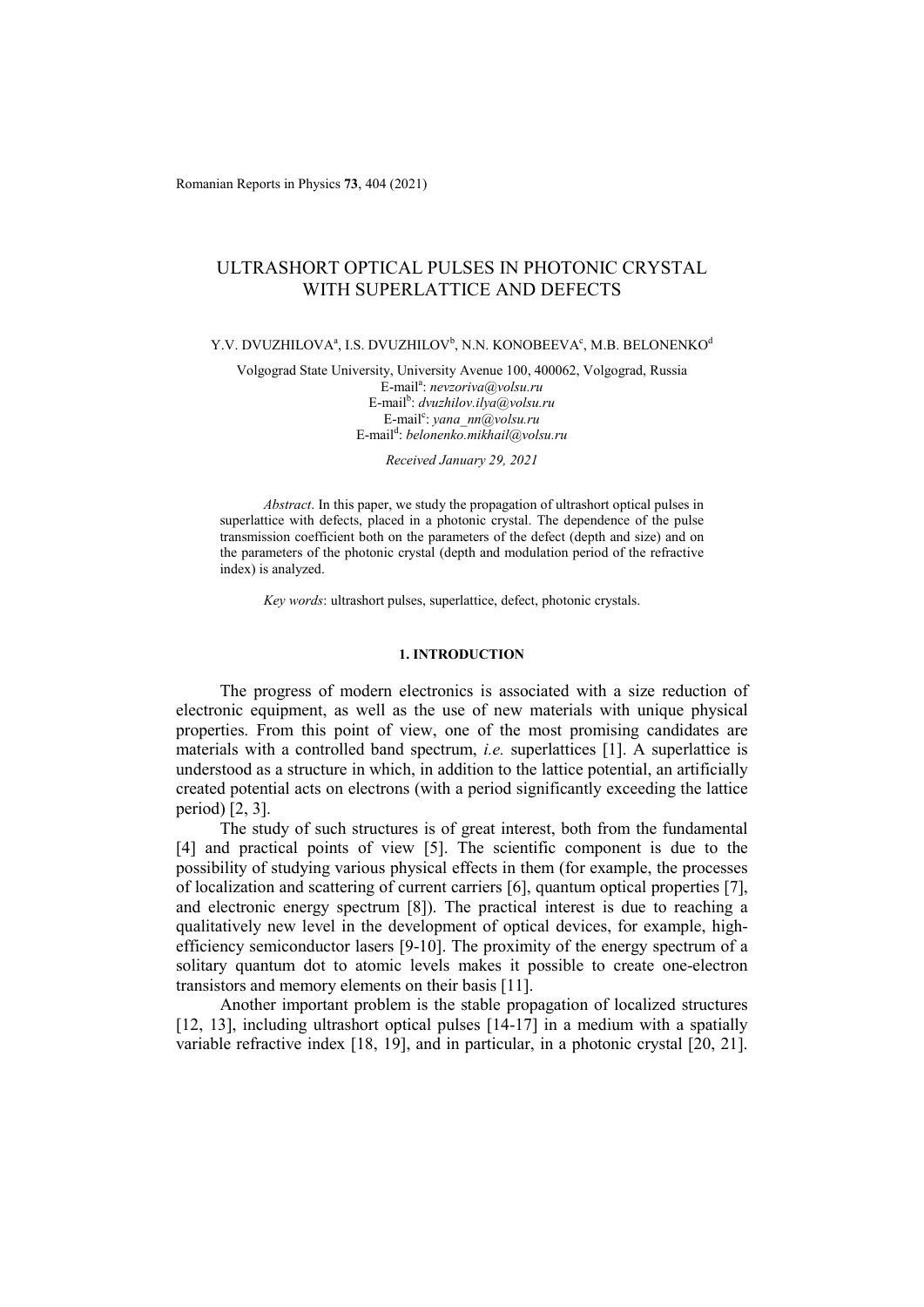# ULTRASHORT OPTICAL PULSES IN PHOTONIC CRYSTAL WITH SUPERLATTICE AND DEFECTS

Y.V. DVUZHILOVA[a], I.S. DVUZHILOV[b], N.N. KONOBEEVA[c], M.B. BELONENKO[d]

Volgograd State University, University Avenue 100, 400062, Volgograd, Russia
E-mail[a]: *nevzoriva@volsu.ru*
E-mail[b]: *dvuzhilov.ilya@volsu.ru*
E-mail[c]: *yana_nn@volsu.ru*
E-mail[d]: *belonenko.mikhail@volsu.ru*

*Received January 29, 2021*

*Abstract*. In this paper, we study the propagation of ultrashort optical pulses in superlattice with defects, placed in a photonic crystal. The dependence of the pulse transmission coefficient both on the parameters of the defect (depth and size) and on the parameters of the photonic crystal (depth and modulation period of the refractive index) is analyzed.

*Key words*: ultrashort pulses, superlattice, defect, photonic crystals.

## 1. INTRODUCTION

The progress of modern electronics is associated with a size reduction of electronic equipment, as well as the use of new materials with unique physical properties. From this point of view, one of the most promising candidates are materials with a controlled band spectrum, *i.e.* superlattices [1]. A superlattice is understood as a structure in which, in addition to the lattice potential, an artificially created potential acts on electrons (with a period significantly exceeding the lattice period) [2, 3].

The study of such structures is of great interest, both from the fundamental [4] and practical points of view [5]. The scientific component is due to the possibility of studying various physical effects in them (for example, the processes of localization and scattering of current carriers [6], quantum optical properties [7], and electronic energy spectrum [8]). The practical interest is due to reaching a qualitatively new level in the development of optical devices, for example, high-efficiency semiconductor lasers [9-10]. The proximity of the energy spectrum of a solitary quantum dot to atomic levels makes it possible to create one-electron transistors and memory elements on their basis [11].

Another important problem is the stable propagation of localized structures [12, 13], including ultrashort optical pulses [14-17] in a medium with a spatially variable refractive index [18, 19], and in particular, in a photonic crystal [20, 21].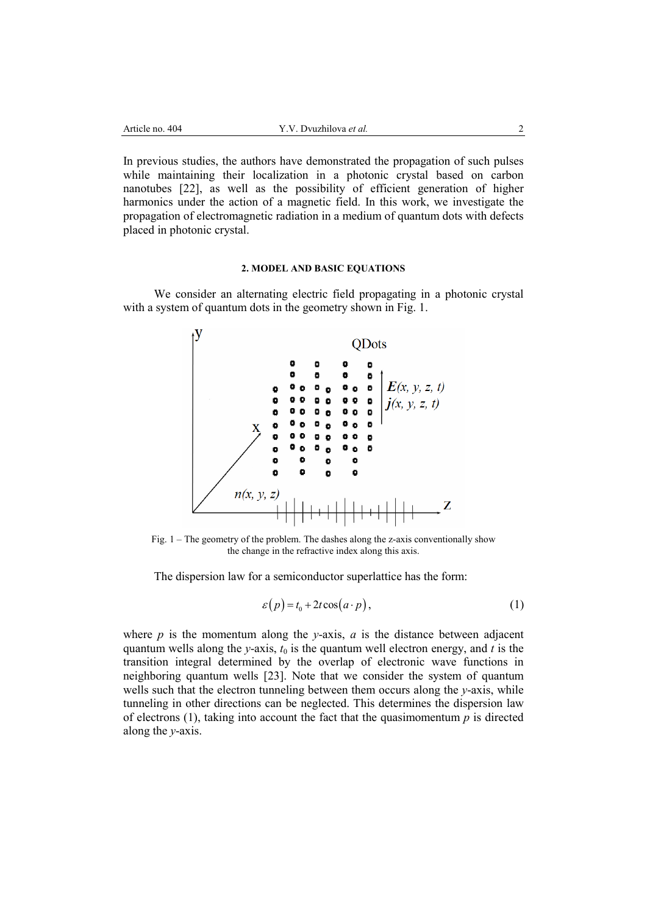In previous studies, the authors have demonstrated the propagation of such pulses while maintaining their localization in a photonic crystal based on carbon nanotubes [22], as well as the possibility of efficient generation of higher harmonics under the action of a magnetic field. In this work, we investigate the propagation of electromagnetic radiation in a medium of quantum dots with defects placed in photonic crystal.

## 2. MODEL AND BASIC EQUATIONS

We consider an alternating electric field propagating in a photonic crystal with a system of quantum dots in the geometry shown in Fig. 1.

Fig. 1 – The geometry of the problem. The dashes along the z-axis conventionally show the change in the refractive index along this axis.

The dispersion law for a semiconductor superlattice has the form:

$$\varepsilon(p) = t_0 + 2t\cos(a \cdot p), \tag{1}$$

where $p$ is the momentum along the $y$-axis, $a$ is the distance between adjacent quantum wells along the $y$-axis, $t_0$ is the quantum well electron energy, and $t$ is the transition integral determined by the overlap of electronic wave functions in neighboring quantum wells [23]. Note that we consider the system of quantum wells such that the electron tunneling between them occurs along the $y$-axis, while tunneling in other directions can be neglected. This determines the dispersion law of electrons (1), taking into account the fact that the quasimomentum $p$ is directed along the $y$-axis.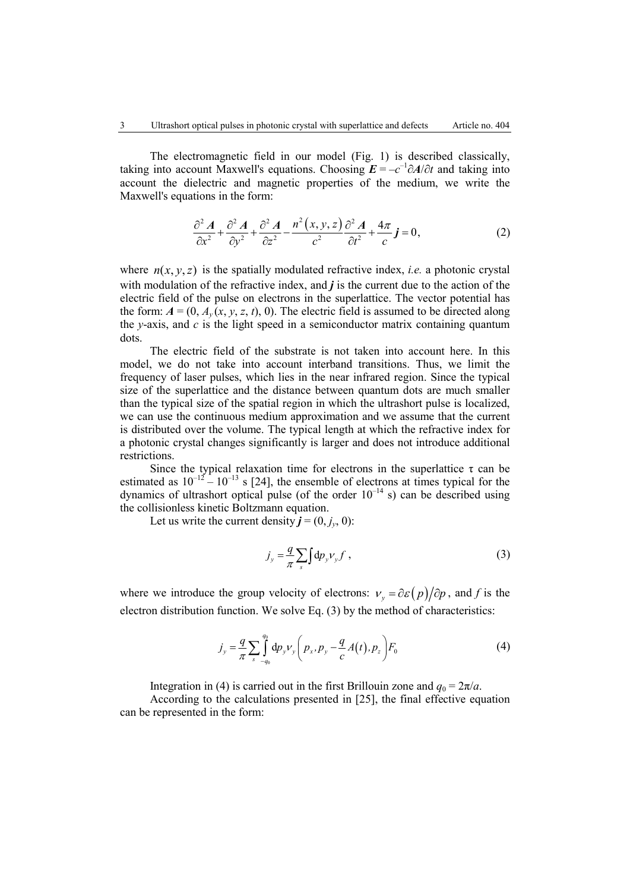The electromagnetic field in our model (Fig. 1) is described classically, taking into account Maxwell's equations. Choosing $\boldsymbol{E} = -c^{-1}\partial \boldsymbol{A}/\partial t$ and taking into account the dielectric and magnetic properties of the medium, we write the Maxwell's equations in the form:

$$\frac{\partial^2 \boldsymbol{A}}{\partial x^2} + \frac{\partial^2 \boldsymbol{A}}{\partial y^2} + \frac{\partial^2 \boldsymbol{A}}{\partial z^2} - \frac{n^2(x,y,z)}{c^2}\frac{\partial^2 \boldsymbol{A}}{\partial t^2} + \frac{4\pi}{c}\boldsymbol{j} = 0, \tag{2}$$

where $n(x,y,z)$ is the spatially modulated refractive index, *i.e.* a photonic crystal with modulation of the refractive index, and $\boldsymbol{j}$ is the current due to the action of the electric field of the pulse on electrons in the superlattice. The vector potential has the form: $\boldsymbol{A} = (0, A_y(x, y, z, t), 0)$. The electric field is assumed to be directed along the $y$-axis, and $c$ is the light speed in a semiconductor matrix containing quantum dots.

The electric field of the substrate is not taken into account here. In this model, we do not take into account interband transitions. Thus, we limit the frequency of laser pulses, which lies in the near infrared region. Since the typical size of the superlattice and the distance between quantum dots are much smaller than the typical size of the spatial region in which the ultrashort pulse is localized, we can use the continuous medium approximation and we assume that the current is distributed over the volume. The typical length at which the refractive index for a photonic crystal changes significantly is larger and does not introduce additional restrictions.

Since the typical relaxation time for electrons in the superlattice $\tau$ can be estimated as $10^{-12} - 10^{-13}$ s [24], the ensemble of electrons at times typical for the dynamics of ultrashort optical pulse (of the order $10^{-14}$ s) can be described using the collisionless kinetic Boltzmann equation.

Let us write the current density $\boldsymbol{j} = (0, j_y, 0)$:

$$j_y = \frac{q}{\pi}\sum_s \int \mathrm{d}p_y v_y f\,, \tag{3}$$

where we introduce the group velocity of electrons: $v_y = \partial\varepsilon(p)/\partial p$, and $f$ is the electron distribution function. We solve Eq. (3) by the method of characteristics:

$$j_y = \frac{q}{\pi}\sum_s \int_{-q_0}^{q_0} \mathrm{d}p_y v_y\left(p_x, p_y - \frac{q}{c}A(t), p_z\right)F_0 \tag{4}$$

Integration in (4) is carried out in the first Brillouin zone and $q_0 = 2\pi/a$.

According to the calculations presented in [25], the final effective equation can be represented in the form: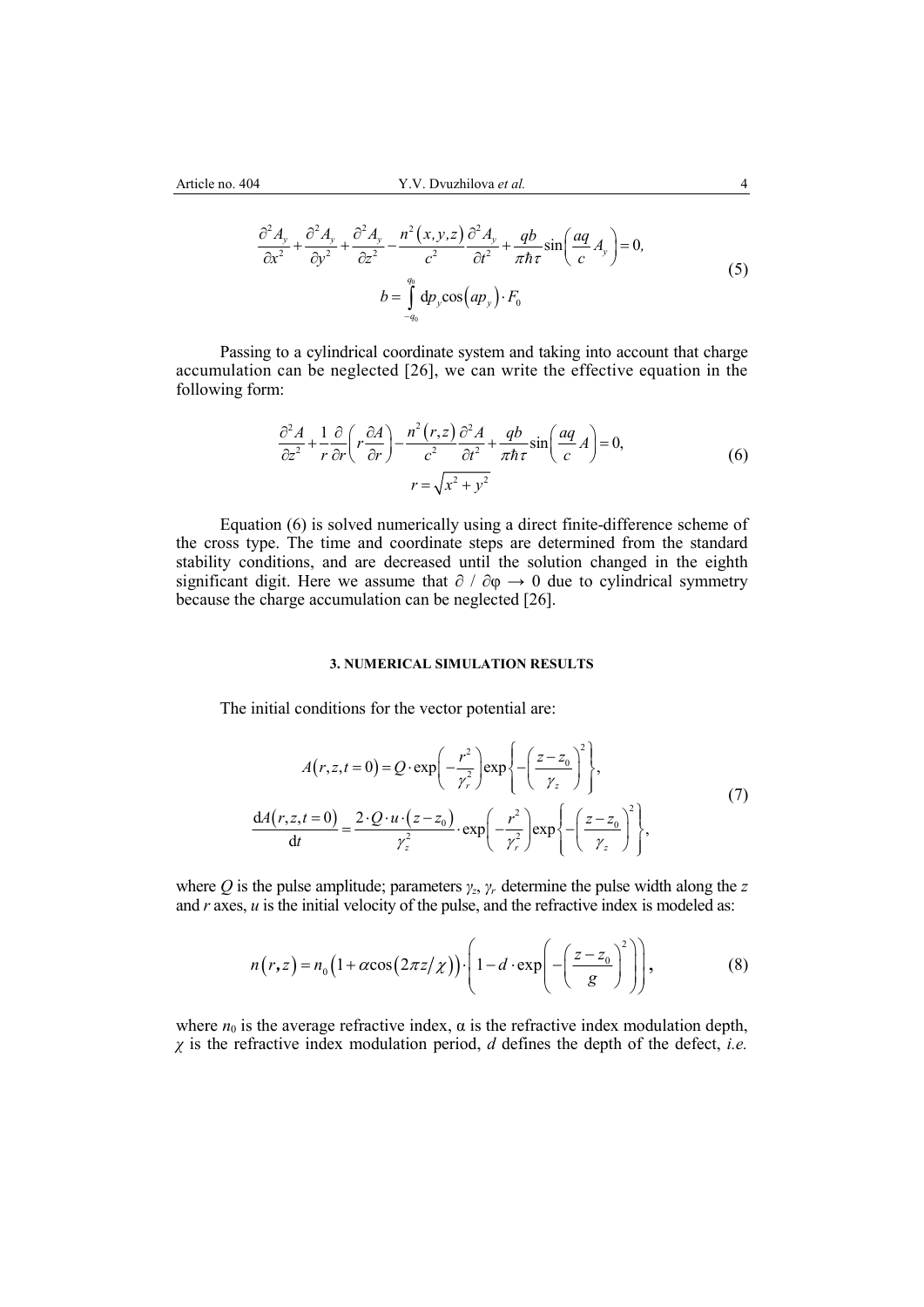$$
\frac{\partial^2 A_y}{\partial x^2} + \frac{\partial^2 A_y}{\partial y^2} + \frac{\partial^2 A_y}{\partial z^2} - \frac{n^2(x,y,z)}{c^2}\frac{\partial^2 A_y}{\partial t^2} + \frac{qb}{\pi\hbar\tau}\sin\left(\frac{aq}{c}A_y\right) = 0,
$$
$$
b = \int_{-q_0}^{q_0} \mathrm{d}p_y \cos\left(ap_y\right) \cdot F_0 \tag{5}
$$

Passing to a cylindrical coordinate system and taking into account that charge accumulation can be neglected [26], we can write the effective equation in the following form:

$$
\frac{\partial^2 A}{\partial z^2} + \frac{1}{r}\frac{\partial}{\partial r}\left(r\frac{\partial A}{\partial r}\right) - \frac{n^2(r,z)}{c^2}\frac{\partial^2 A}{\partial t^2} + \frac{qb}{\pi\hbar\tau}\sin\left(\frac{aq}{c}A\right) = 0,
$$
$$
r = \sqrt{x^2 + y^2} \tag{6}
$$

Equation (6) is solved numerically using a direct finite-difference scheme of the cross type. The time and coordinate steps are determined from the standard stability conditions, and are decreased until the solution changed in the eighth significant digit. Here we assume that $\partial / \partial\varphi \to 0$ due to cylindrical symmetry because the charge accumulation can be neglected [26].

## 3. NUMERICAL SIMULATION RESULTS

The initial conditions for the vector potential are:

$$
A(r,z,t=0) = Q \cdot \exp\left(-\frac{r^2}{\gamma_r^2}\right)\exp\left\{-\left(\frac{z-z_0}{\gamma_z}\right)^2\right\},
$$
$$
\frac{\mathrm{d}A(r,z,t=0)}{\mathrm{d}t} = \frac{2\cdot Q\cdot u\cdot(z-z_0)}{\gamma_z^2}\cdot\exp\left(-\frac{r^2}{\gamma_r^2}\right)\exp\left\{-\left(\frac{z-z_0}{\gamma_z}\right)^2\right\}, \tag{7}
$$

where $Q$ is the pulse amplitude; parameters $\gamma_z$, $\gamma_r$ determine the pulse width along the $z$ and $r$ axes, $u$ is the initial velocity of the pulse, and the refractive index is modeled as:

$$
n(r,z) = n_0\left(1+\alpha\cos\left(2\pi z/\chi\right)\right)\cdot\left(1 - d\cdot\exp\left(-\left(\frac{z-z_0}{g}\right)^2\right)\right), \tag{8}
$$

where $n_0$ is the average refractive index, $\alpha$ is the refractive index modulation depth, $\chi$ is the refractive index modulation period, $d$ defines the depth of the defect, *i.e.*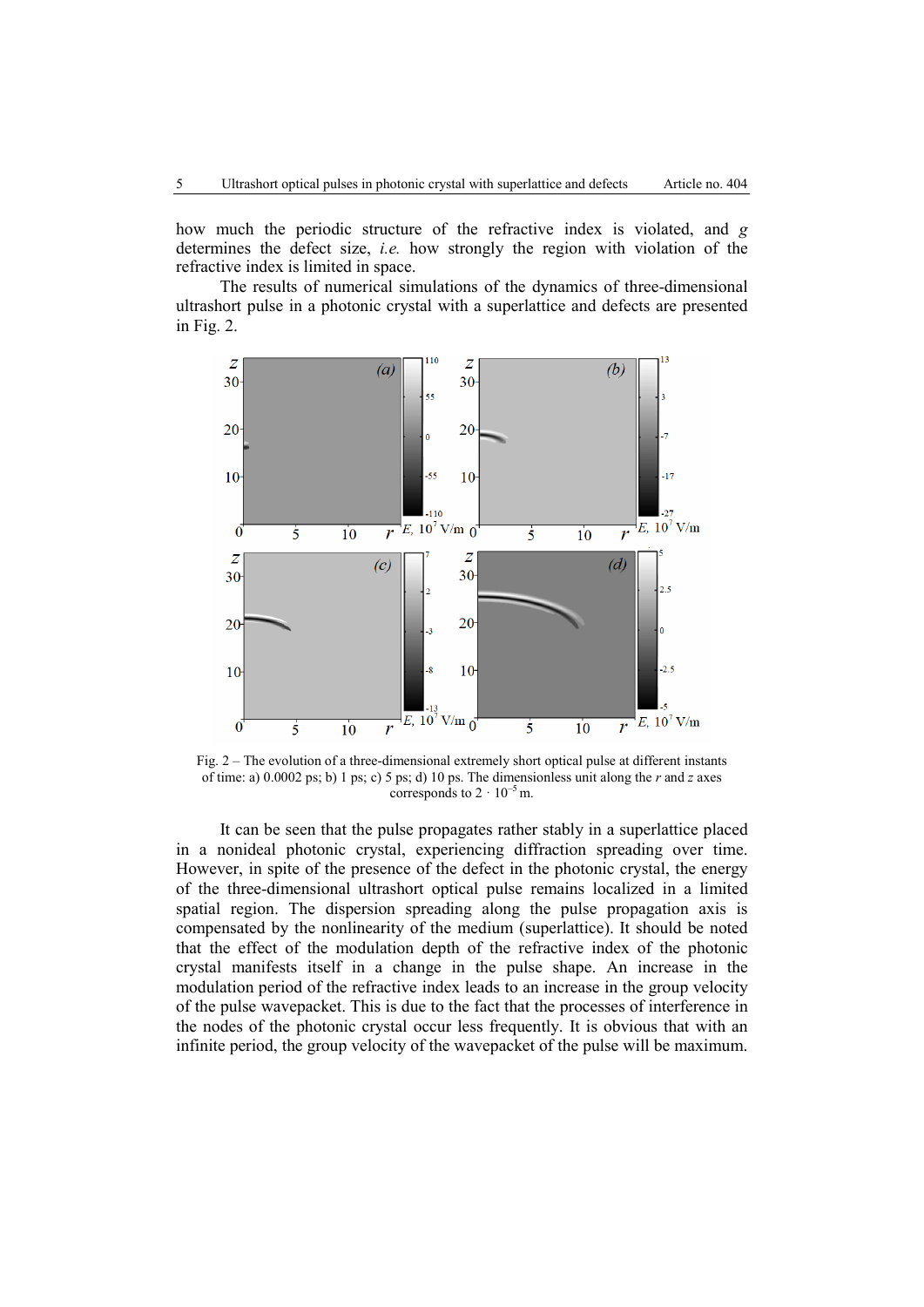how much the periodic structure of the refractive index is violated, and $g$ determines the defect size, *i.e.* how strongly the region with violation of the refractive index is limited in space.

The results of numerical simulations of the dynamics of three-dimensional ultrashort pulse in a photonic crystal with a superlattice and defects are presented in Fig. 2.

Fig. 2 – The evolution of a three-dimensional extremely short optical pulse at different instants of time: a) 0.0002 ps; b) 1 ps; c) 5 ps; d) 10 ps. The dimensionless unit along the $r$ and $z$ axes corresponds to $2 \cdot 10^{-5}$ m.

It can be seen that the pulse propagates rather stably in a superlattice placed in a nonideal photonic crystal, experiencing diffraction spreading over time. However, in spite of the presence of the defect in the photonic crystal, the energy of the three-dimensional ultrashort optical pulse remains localized in a limited spatial region. The dispersion spreading along the pulse propagation axis is compensated by the nonlinearity of the medium (superlattice). It should be noted that the effect of the modulation depth of the refractive index of the photonic crystal manifests itself in a change in the pulse shape. An increase in the modulation period of the refractive index leads to an increase in the group velocity of the pulse wavepacket. This is due to the fact that the processes of interference in the nodes of the photonic crystal occur less frequently. It is obvious that with an infinite period, the group velocity of the wavepacket of the pulse will be maximum.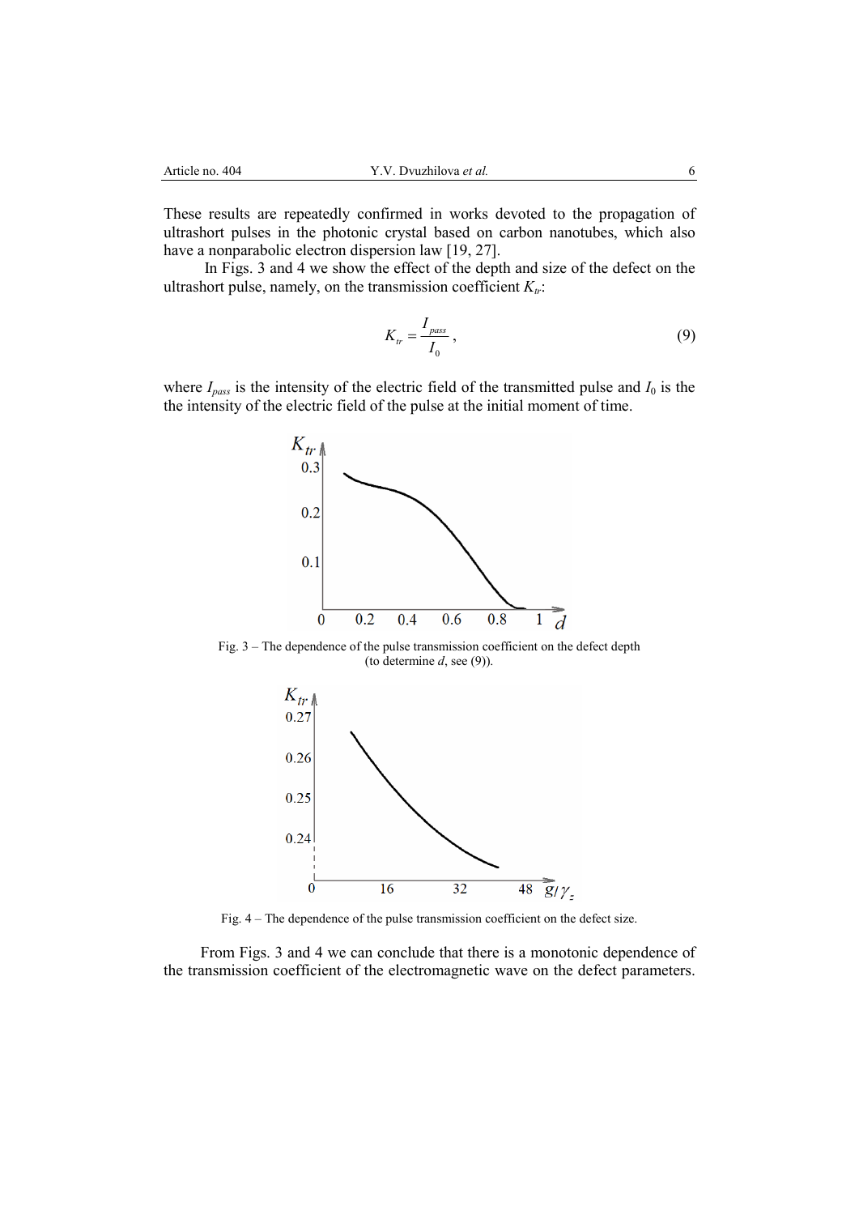These results are repeatedly confirmed in works devoted to the propagation of ultrashort pulses in the photonic crystal based on carbon nanotubes, which also have a nonparabolic electron dispersion law [19, 27].

In Figs. 3 and 4 we show the effect of the depth and size of the defect on the ultrashort pulse, namely, on the transmission coefficient $K_{tr}$:

$$K_{tr} = \frac{I_{pass}}{I_0}, \tag{9}$$

where $I_{pass}$ is the intensity of the electric field of the transmitted pulse and $I_0$ is the the intensity of the electric field of the pulse at the initial moment of time.

Fig. 3 – The dependence of the pulse transmission coefficient on the defect depth (to determine $d$, see (9)).

Fig. 4 – The dependence of the pulse transmission coefficient on the defect size.

From Figs. 3 and 4 we can conclude that there is a monotonic dependence of the transmission coefficient of the electromagnetic wave on the defect parameters.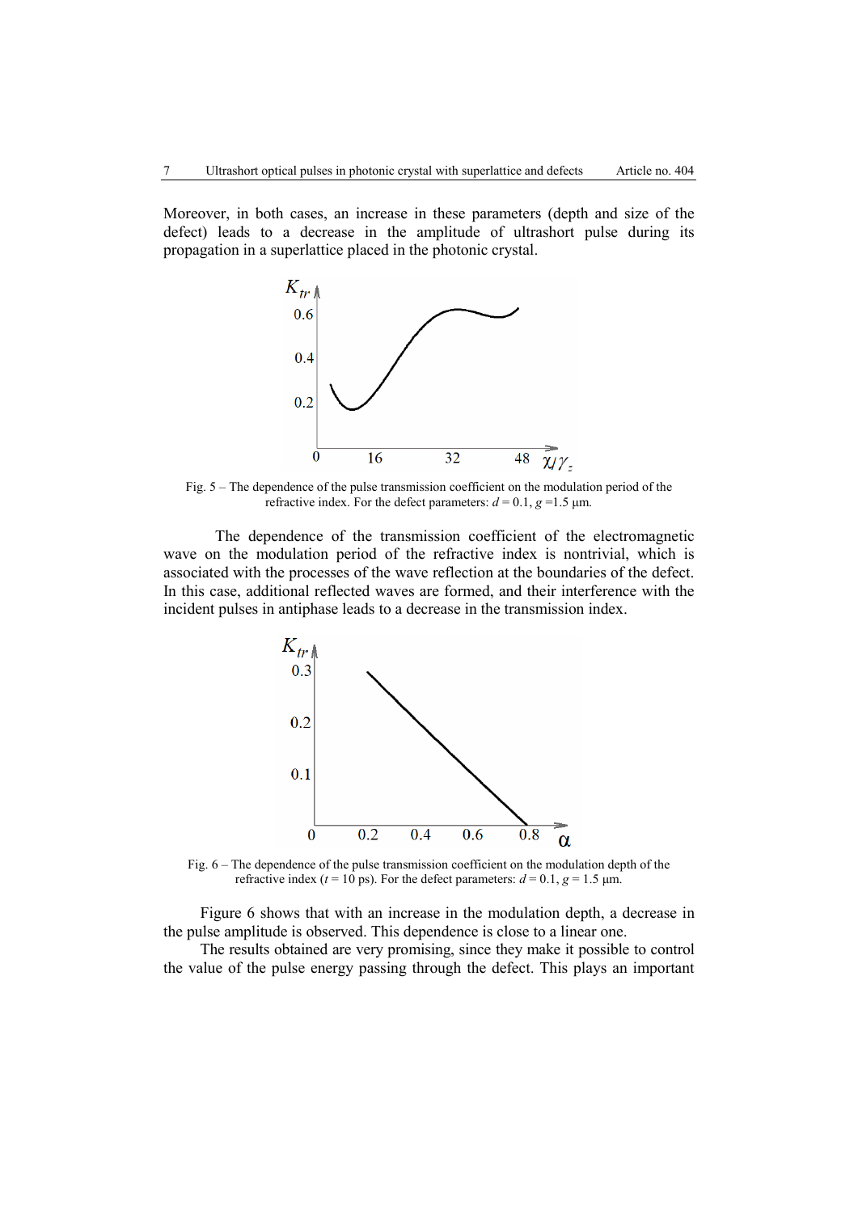Moreover, in both cases, an increase in these parameters (depth and size of the defect) leads to a decrease in the amplitude of ultrashort pulse during its propagation in a superlattice placed in the photonic crystal.

Fig. 5 – The dependence of the pulse transmission coefficient on the modulation period of the refractive index. For the defect parameters: $d = 0.1$, $g = 1.5$ μm.

The dependence of the transmission coefficient of the electromagnetic wave on the modulation period of the refractive index is nontrivial, which is associated with the processes of the wave reflection at the boundaries of the defect. In this case, additional reflected waves are formed, and their interference with the incident pulses in antiphase leads to a decrease in the transmission index.

Fig. 6 – The dependence of the pulse transmission coefficient on the modulation depth of the refractive index ($t = 10$ ps). For the defect parameters: $d = 0.1$, $g = 1.5$ μm.

Figure 6 shows that with an increase in the modulation depth, a decrease in the pulse amplitude is observed. This dependence is close to a linear one.

The results obtained are very promising, since they make it possible to control the value of the pulse energy passing through the defect. This plays an important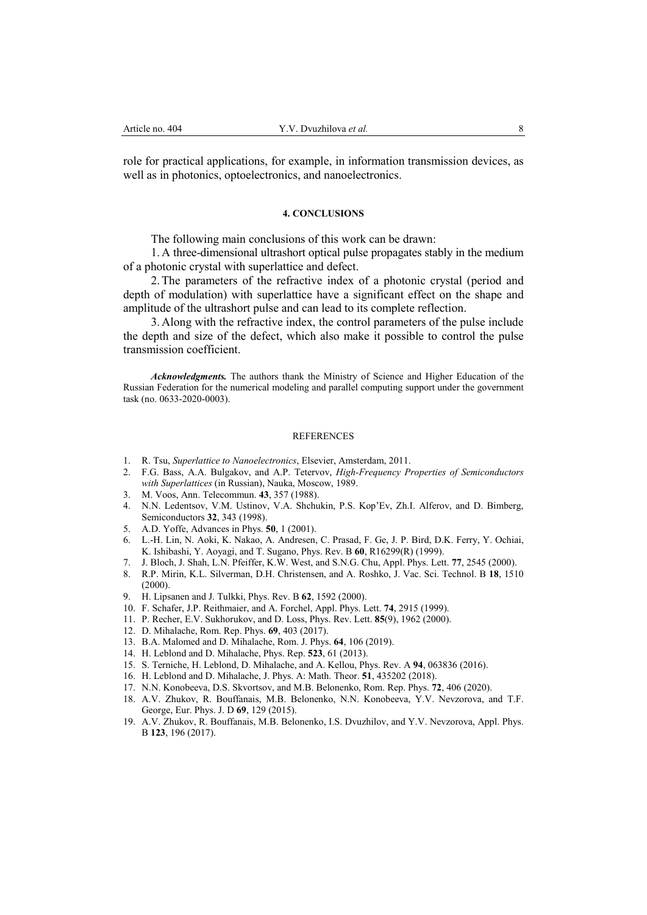role for practical applications, for example, in information transmission devices, as well as in photonics, optoelectronics, and nanoelectronics.

## 4. CONCLUSIONS

The following main conclusions of this work can be drawn:

1. A three-dimensional ultrashort optical pulse propagates stably in the medium of a photonic crystal with superlattice and defect.

2. The parameters of the refractive index of a photonic crystal (period and depth of modulation) with superlattice have a significant effect on the shape and amplitude of the ultrashort pulse and can lead to its complete reflection.

3. Along with the refractive index, the control parameters of the pulse include the depth and size of the defect, which also make it possible to control the pulse transmission coefficient.

***Acknowledgments.*** The authors thank the Ministry of Science and Higher Education of the Russian Federation for the numerical modeling and parallel computing support under the government task (no. 0633-2020-0003).

## REFERENCES

1. R. Tsu, *Superlattice to Nanoelectronics*, Elsevier, Amsterdam, 2011.
2. F.G. Bass, A.A. Bulgakov, and A.P. Tetervov, *High-Frequency Properties of Semiconductors with Superlattices* (in Russian), Nauka, Moscow, 1989.
3. M. Voos, Ann. Telecommun. **43**, 357 (1988).
4. N.N. Ledentsov, V.M. Ustinov, V.A. Shchukin, P.S. Kop'Ev, Zh.I. Alferov, and D. Bimberg, Semiconductors **32**, 343 (1998).
5. A.D. Yoffe, Advances in Phys. **50**, 1 (2001).
6. L.-H. Lin, N. Aoki, K. Nakao, A. Andresen, C. Prasad, F. Ge, J. P. Bird, D.K. Ferry, Y. Ochiai, K. Ishibashi, Y. Aoyagi, and T. Sugano, Phys. Rev. B **60**, R16299(R) (1999).
7. J. Bloch, J. Shah, L.N. Pfeiffer, K.W. West, and S.N.G. Chu, Appl. Phys. Lett. **77**, 2545 (2000).
8. R.P. Mirin, K.L. Silverman, D.H. Christensen, and A. Roshko, J. Vac. Sci. Technol. B **18**, 1510 (2000).
9. H. Lipsanen and J. Tulkki, Phys. Rev. B **62**, 1592 (2000).
10. F. Schafer, J.P. Reithmaier, and A. Forchel, Appl. Phys. Lett. **74**, 2915 (1999).
11. P. Recher, E.V. Sukhorukov, and D. Loss, Phys. Rev. Lett. **85**(9), 1962 (2000).
12. D. Mihalache, Rom. Rep. Phys. **69**, 403 (2017).
13. B.A. Malomed and D. Mihalache, Rom. J. Phys. **64**, 106 (2019).
14. H. Leblond and D. Mihalache, Phys. Rep. **523**, 61 (2013).
15. S. Terniche, H. Leblond, D. Mihalache, and A. Kellou, Phys. Rev. A **94**, 063836 (2016).
16. H. Leblond and D. Mihalache, J. Phys. A: Math. Theor. **51**, 435202 (2018).
17. N.N. Konobeeva, D.S. Skvortsov, and M.B. Belonenko, Rom. Rep. Phys. **72**, 406 (2020).
18. A.V. Zhukov, R. Bouffanais, M.B. Belonenko, N.N. Konobeeva, Y.V. Nevzorova, and T.F. George, Eur. Phys. J. D **69**, 129 (2015).
19. A.V. Zhukov, R. Bouffanais, M.B. Belonenko, I.S. Dvuzhilov, and Y.V. Nevzorova, Appl. Phys. B **123**, 196 (2017).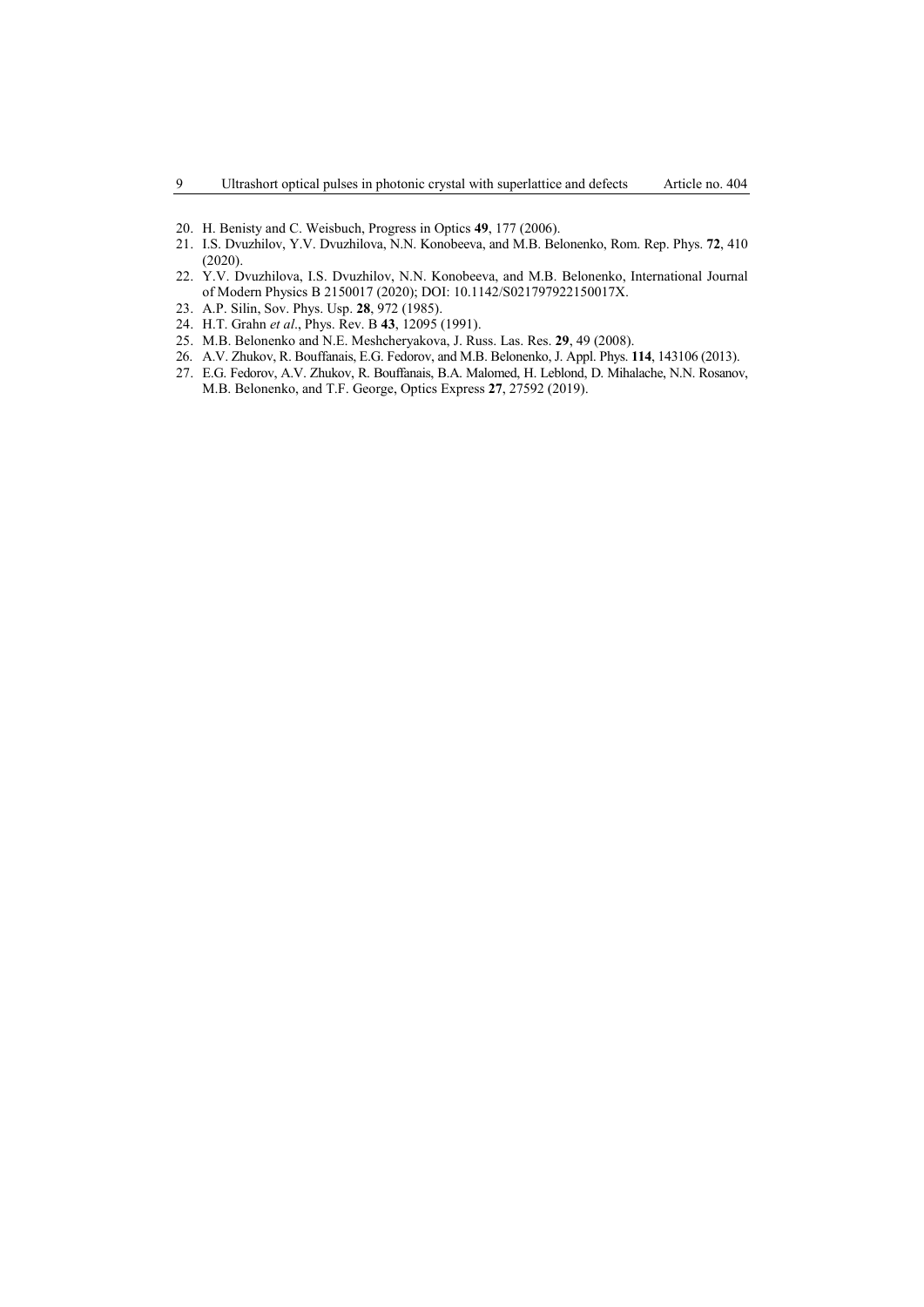20. H. Benisty and C. Weisbuch, Progress in Optics **49**, 177 (2006).
21. I.S. Dvuzhilov, Y.V. Dvuzhilova, N.N. Konobeeva, and M.B. Belonenko, Rom. Rep. Phys. **72**, 410 (2020).
22. Y.V. Dvuzhilova, I.S. Dvuzhilov, N.N. Konobeeva, and M.B. Belonenko, International Journal of Modern Physics B 2150017 (2020); DOI: 10.1142/S021797922150017X.
23. A.P. Silin, Sov. Phys. Usp. **28**, 972 (1985).
24. H.T. Grahn *et al*., Phys. Rev. B **43**, 12095 (1991).
25. M.B. Belonenko and N.E. Meshcheryakova, J. Russ. Las. Res. **29**, 49 (2008).
26. A.V. Zhukov, R. Bouffanais, E.G. Fedorov, and M.B. Belonenko, J. Appl. Phys. **114**, 143106 (2013).
27. E.G. Fedorov, A.V. Zhukov, R. Bouffanais, B.A. Malomed, H. Leblond, D. Mihalache, N.N. Rosanov, M.B. Belonenko, and T.F. George, Optics Express **27**, 27592 (2019).